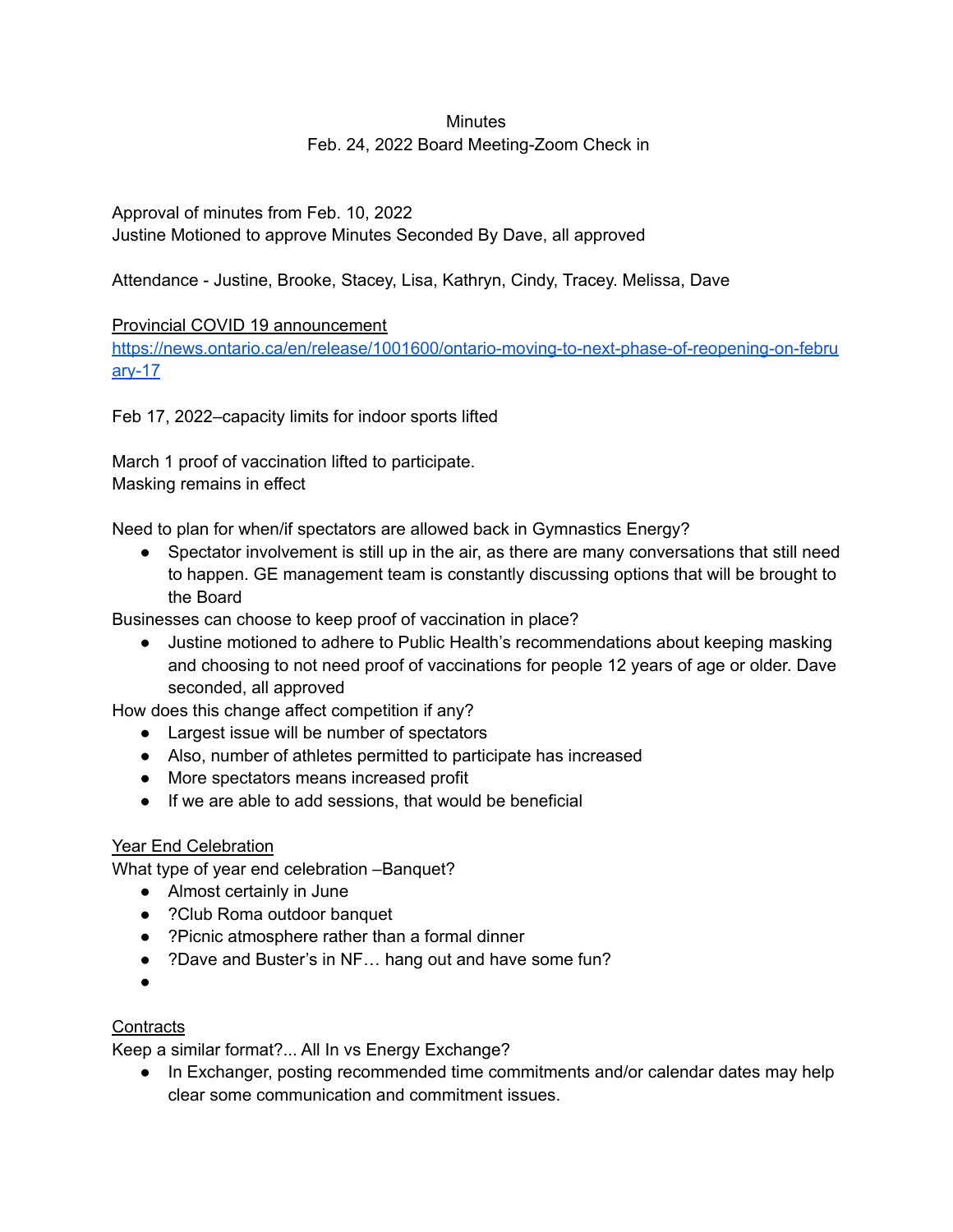Minutes

Feb. 24, 2022 Board Meeting-Zoom Check in

Approval of minutes from Feb. 10, 2022
Justine Motioned to approve Minutes Seconded By Dave, all approved

Attendance - Justine, Brooke, Stacey, Lisa, Kathryn, Cindy, Tracey. Melissa, Dave

<u>Provincial COVID 19 announcement</u>
https://news.ontario.ca/en/release/1001600/ontario-moving-to-next-phase-of-reopening-on-february-17

Feb 17, 2022–capacity limits for indoor sports lifted

March 1 proof of vaccination lifted to participate.
Masking remains in effect

Need to plan for when/if spectators are allowed back in Gymnastics Energy?

- Spectator involvement is still up in the air, as there are many conversations that still need to happen. GE management team is constantly discussing options that will be brought to the Board

Businesses can choose to keep proof of vaccination in place?

- Justine motioned to adhere to Public Health's recommendations about keeping masking and choosing to not need proof of vaccinations for people 12 years of age or older. Dave seconded, all approved

How does this change affect competition if any?

- Largest issue will be number of spectators
- Also, number of athletes permitted to participate has increased
- More spectators means increased profit
- If we are able to add sessions, that would be beneficial

<u>Year End Celebration</u>
What type of year end celebration –Banquet?

- Almost certainly in June
- ?Club Roma outdoor banquet
- ?Picnic atmosphere rather than a formal dinner
- ?Dave and Buster's in NF… hang out and have some fun?
-

<u>Contracts</u>
Keep a similar format?... All In vs Energy Exchange?

- In Exchanger, posting recommended time commitments and/or calendar dates may help clear some communication and commitment issues.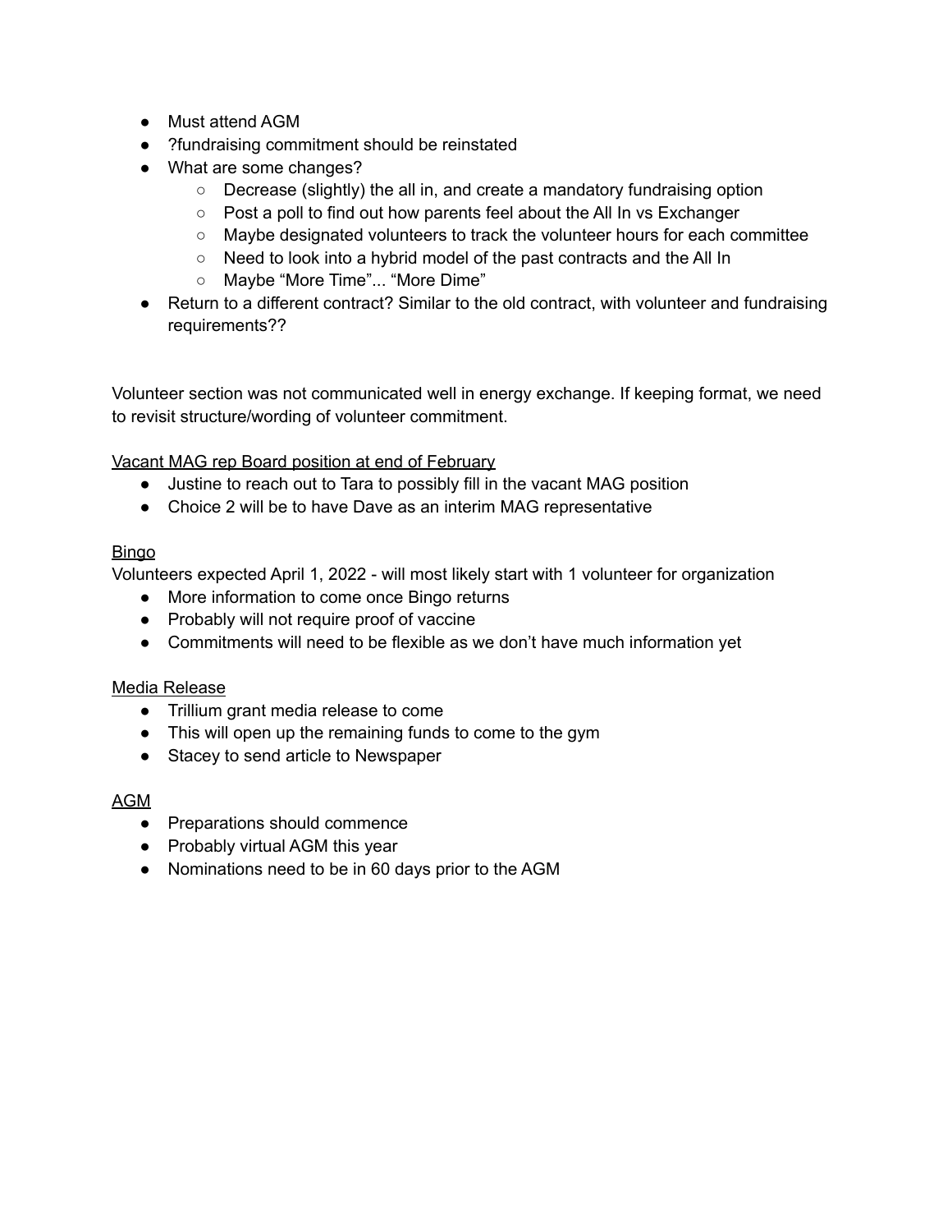- Must attend AGM
- ?fundraising commitment should be reinstated
- What are some changes?
    - Decrease (slightly) the all in, and create a mandatory fundraising option
    - Post a poll to find out how parents feel about the All In vs Exchanger
    - Maybe designated volunteers to track the volunteer hours for each committee
    - Need to look into a hybrid model of the past contracts and the All In
    - Maybe "More Time"... "More Dime"
- Return to a different contract? Similar to the old contract, with volunteer and fundraising requirements??

Volunteer section was not communicated well in energy exchange. If keeping format, we need to revisit structure/wording of volunteer commitment.

<u>Vacant MAG rep Board position at end of February</u>

- Justine to reach out to Tara to possibly fill in the vacant MAG position
- Choice 2 will be to have Dave as an interim MAG representative

<u>Bingo</u>

Volunteers expected April 1, 2022 - will most likely start with 1 volunteer for organization

- More information to come once Bingo returns
- Probably will not require proof of vaccine
- Commitments will need to be flexible as we don't have much information yet

<u>Media Release</u>

- Trillium grant media release to come
- This will open up the remaining funds to come to the gym
- Stacey to send article to Newspaper

<u>AGM</u>

- Preparations should commence
- Probably virtual AGM this year
- Nominations need to be in 60 days prior to the AGM